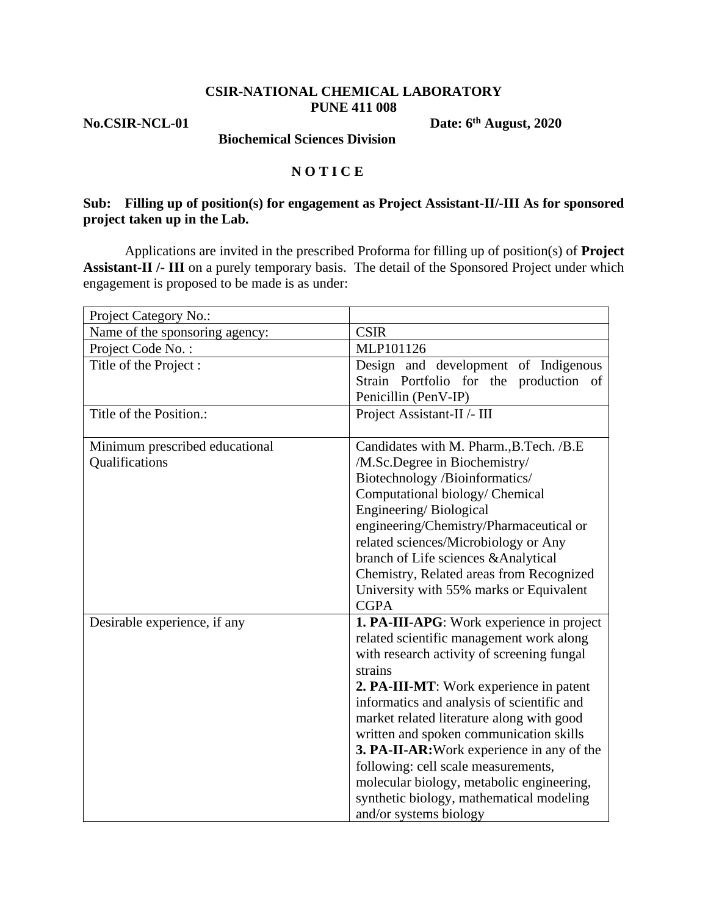**CSIR-NATIONAL CHEMICAL LABORATORY**
**PUNE 411 008**

**No.CSIR-NCL-01** **Date: 6th August, 2020**

**Biochemical Sciences Division**

## N O T I C E

**Sub: Filling up of position(s) for engagement as Project Assistant-II/-III As for sponsored project taken up in the Lab.**

Applications are invited in the prescribed Proforma for filling up of position(s) of **Project Assistant-II /- III** on a purely temporary basis. The detail of the Sponsored Project under which engagement is proposed to be made is as under:

| | |
|---|---|
| Project Category No.: | |
| Name of the sponsoring agency: | CSIR |
| Project Code No. : | MLP101126 |
| Title of the Project : | Design and development of Indigenous Strain Portfolio for the production of Penicillin (PenV-IP) |
| Title of the Position.: | Project Assistant-II /- III |
| Minimum prescribed educational Qualifications | Candidates with M. Pharm.,B.Tech. /B.E /M.Sc.Degree in Biochemistry/ Biotechnology /Bioinformatics/ Computational biology/ Chemical Engineering/ Biological engineering/Chemistry/Pharmaceutical or related sciences/Microbiology or Any branch of Life sciences &Analytical Chemistry, Related areas from Recognized University with 55% marks or Equivalent CGPA |
| Desirable experience, if any | **1. PA-III-APG**: Work experience in project related scientific management work along with research activity of screening fungal strains<br>**2. PA-III-MT**: Work experience in patent informatics and analysis of scientific and market related literature along with good written and spoken communication skills<br>**3. PA-II-AR:**Work experience in any of the following: cell scale measurements, molecular biology, metabolic engineering, synthetic biology, mathematical modeling and/or systems biology |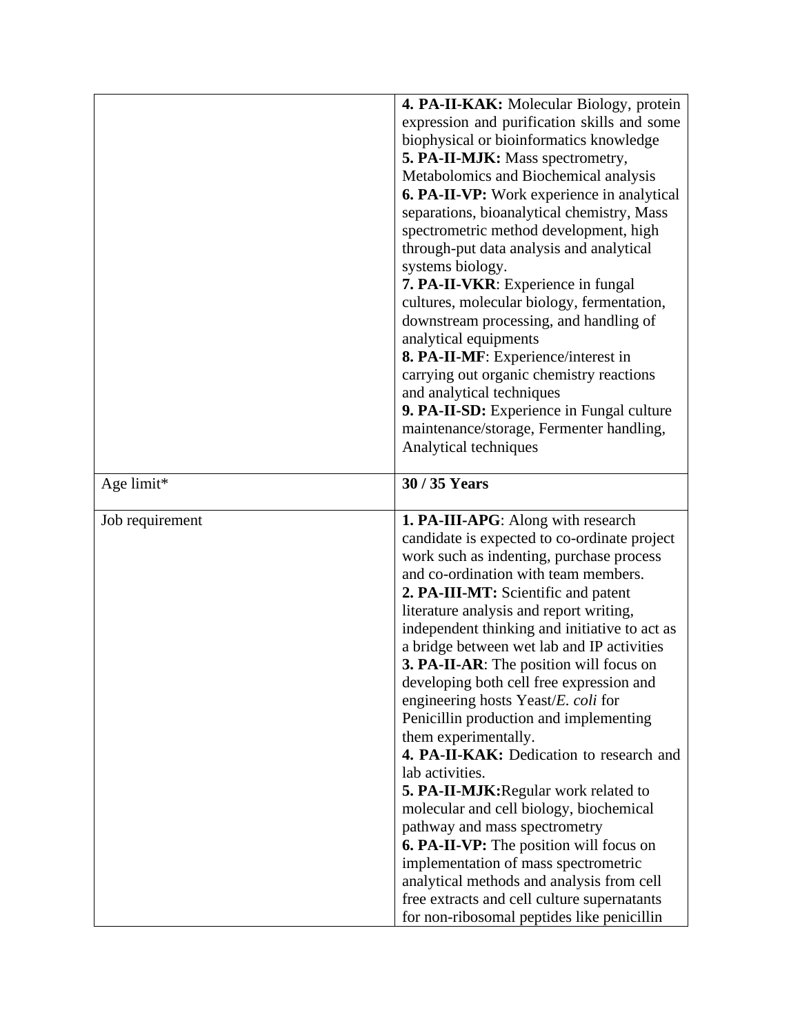| | |
|---|---|
| | **4. PA-II-KAK:** Molecular Biology, protein expression and purification skills and some biophysical or bioinformatics knowledge<br>**5. PA-II-MJK:** Mass spectrometry, Metabolomics and Biochemical analysis<br>**6. PA-II-VP:** Work experience in analytical separations, bioanalytical chemistry, Mass spectrometric method development, high through-put data analysis and analytical systems biology.<br>**7. PA-II-VKR**: Experience in fungal cultures, molecular biology, fermentation, downstream processing, and handling of analytical equipments<br>**8. PA-II-MF**: Experience/interest in carrying out organic chemistry reactions and analytical techniques<br>**9. PA-II-SD:** Experience in Fungal culture maintenance/storage, Fermenter handling, Analytical techniques |
| Age limit* | **30 / 35 Years** |
| Job requirement | **1. PA-III-APG**: Along with research candidate is expected to co-ordinate project work such as indenting, purchase process and co-ordination with team members.<br>**2. PA-III-MT:** Scientific and patent literature analysis and report writing, independent thinking and initiative to act as a bridge between wet lab and IP activities<br>**3. PA-II-AR**: The position will focus on developing both cell free expression and engineering hosts Yeast/*E. coli* for Penicillin production and implementing them experimentally.<br>**4. PA-II-KAK:** Dedication to research and lab activities.<br>**5. PA-II-MJK:**Regular work related to molecular and cell biology, biochemical pathway and mass spectrometry<br>**6. PA-II-VP:** The position will focus on implementation of mass spectrometric analytical methods and analysis from cell free extracts and cell culture supernatants for non-ribosomal peptides like penicillin |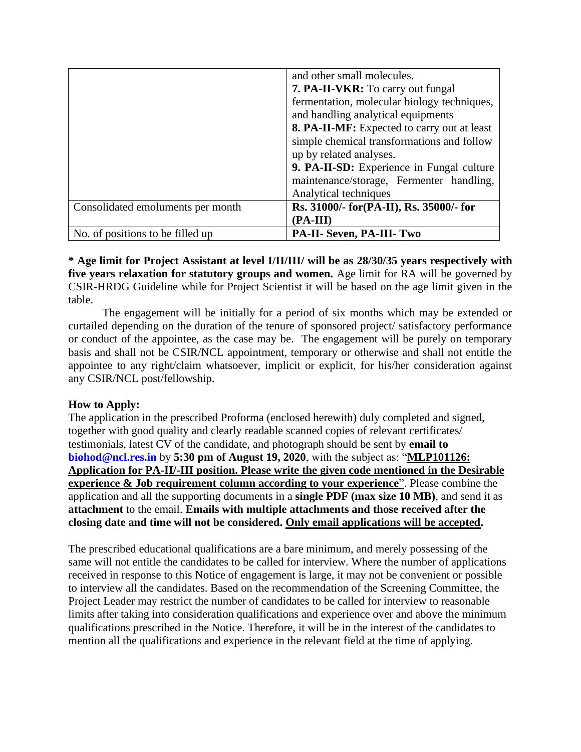|  |  |
|---|---|
|  | and other small molecules.<br>**7. PA-II-VKR:** To carry out fungal fermentation, molecular biology techniques, and handling analytical equipments<br>**8. PA-II-MF:** Expected to carry out at least simple chemical transformations and follow up by related analyses.<br>**9. PA-II-SD:** Experience in Fungal culture maintenance/storage, Fermenter handling, Analytical techniques |
| Consolidated emoluments per month | **Rs. 31000/- for(PA-II), Rs. 35000/- for (PA-III)** |
| No. of positions to be filled up | **PA-II- Seven, PA-III- Two** |

**\* Age limit for Project Assistant at level I/II/III/ will be as 28/30/35 years respectively with five years relaxation for statutory groups and women.** Age limit for RA will be governed by CSIR-HRDG Guideline while for Project Scientist it will be based on the age limit given in the table.

The engagement will be initially for a period of six months which may be extended or curtailed depending on the duration of the tenure of sponsored project/ satisfactory performance or conduct of the appointee, as the case may be. The engagement will be purely on temporary basis and shall not be CSIR/NCL appointment, temporary or otherwise and shall not entitle the appointee to any right/claim whatsoever, implicit or explicit, for his/her consideration against any CSIR/NCL post/fellowship.

**How to Apply:**

The application in the prescribed Proforma (enclosed herewith) duly completed and signed, together with good quality and clearly readable scanned copies of relevant certificates/ testimonials, latest CV of the candidate, and photograph should be sent by **email to biohod@ncl.res.in** by **5:30 pm of August 19, 2020**, with the subject as: "**MLP101126: Application for PA-II/-III position. Please write the given code mentioned in the Desirable experience & Job requirement column according to your experience**". Please combine the application and all the supporting documents in a **single PDF (max size 10 MB)**, and send it as **attachment** to the email. **Emails with multiple attachments and those received after the closing date and time will not be considered. Only email applications will be accepted.**

The prescribed educational qualifications are a bare minimum, and merely possessing of the same will not entitle the candidates to be called for interview. Where the number of applications received in response to this Notice of engagement is large, it may not be convenient or possible to interview all the candidates. Based on the recommendation of the Screening Committee, the Project Leader may restrict the number of candidates to be called for interview to reasonable limits after taking into consideration qualifications and experience over and above the minimum qualifications prescribed in the Notice. Therefore, it will be in the interest of the candidates to mention all the qualifications and experience in the relevant field at the time of applying.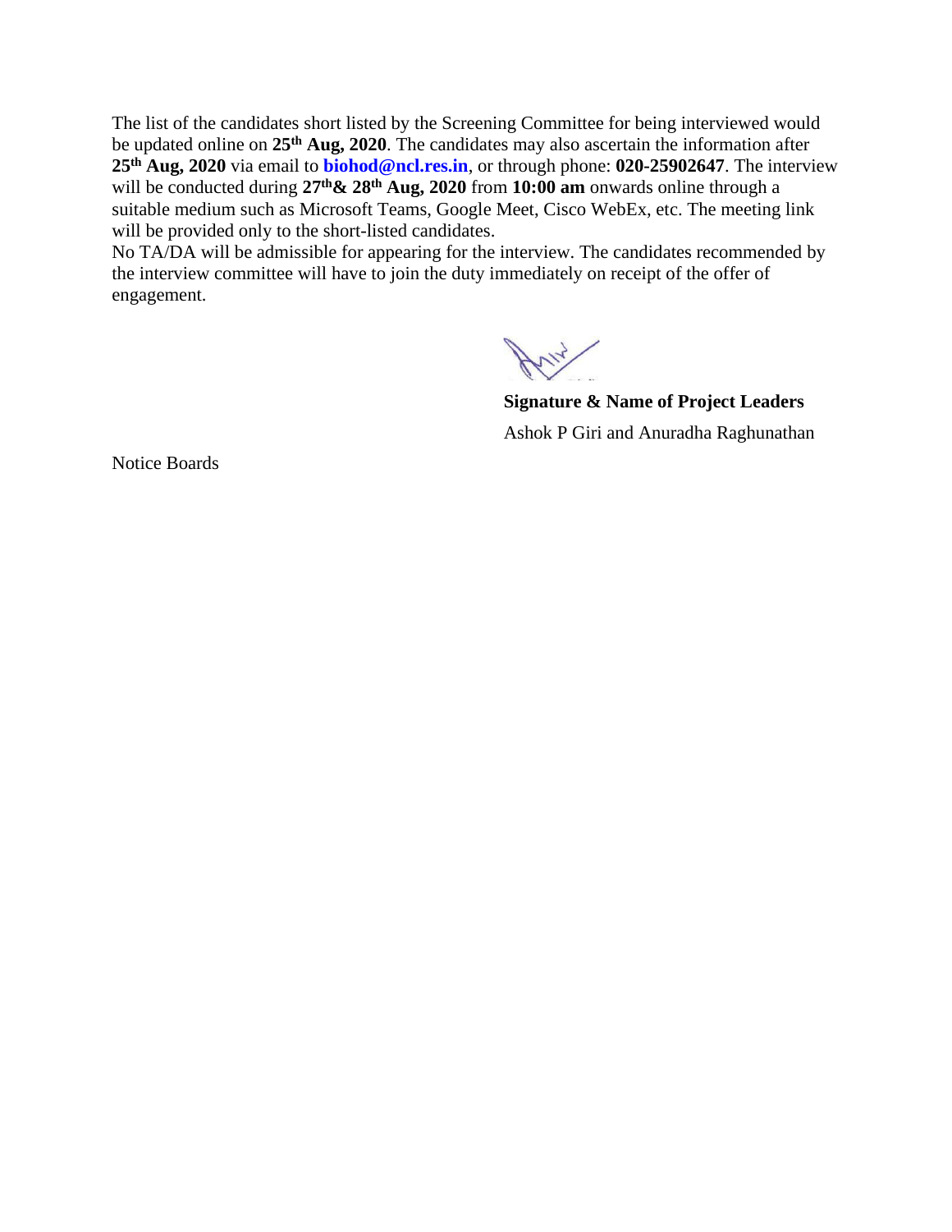The list of the candidates short listed by the Screening Committee for being interviewed would be updated online on **25th Aug, 2020**. The candidates may also ascertain the information after **25th Aug, 2020** via email to **biohod@ncl.res.in**, or through phone: **020-25902647**. The interview will be conducted during **27th& 28th Aug, 2020** from **10:00 am** onwards online through a suitable medium such as Microsoft Teams, Google Meet, Cisco WebEx, etc. The meeting link will be provided only to the short-listed candidates.

No TA/DA will be admissible for appearing for the interview. The candidates recommended by the interview committee will have to join the duty immediately on receipt of the offer of engagement.

**Signature & Name of Project Leaders**

Ashok P Giri and Anuradha Raghunathan

Notice Boards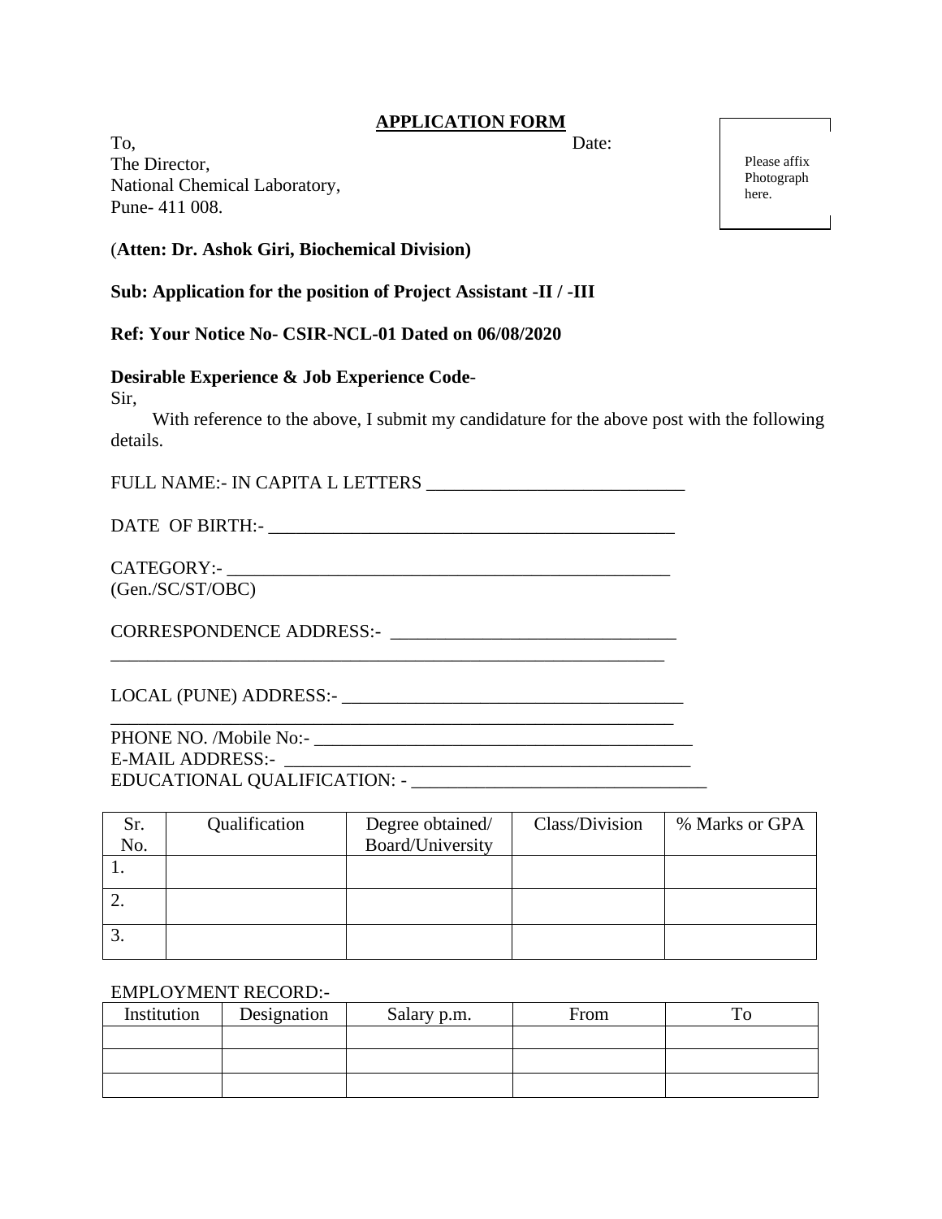# APPLICATION FORM

To, Date:

The Director,
National Chemical Laboratory,
Pune- 411 008.

Please affix Photograph here.

(**Atten: Dr. Ashok Giri, Biochemical Division)**

**Sub: Application for the position of Project Assistant -II / -III**

**Ref: Your Notice No- CSIR-NCL-01 Dated on 06/08/2020**

**Desirable Experience & Job Experience Code**-

Sir,

With reference to the above, I submit my candidature for the above post with the following details.

FULL NAME:- IN CAPITA L LETTERS ____________________________

DATE OF BIRTH:- ____________________________________________

CATEGORY:- ________________________________________________
(Gen./SC/ST/OBC)

CORRESPONDENCE ADDRESS:- ______________________________
____________________________________________________________

LOCAL (PUNE) ADDRESS:- ____________________________________
____________________________________________________________

PHONE NO. /Mobile No:- _________________________________________

E-MAIL ADDRESS:- ____________________________________________

EDUCATIONAL QUALIFICATION: - ________________________________

| Sr. No. | Qualification | Degree obtained/ Board/University | Class/Division | % Marks or GPA |
|---|---|---|---|---|
| 1. | | | | |
| 2. | | | | |
| 3. | | | | |

EMPLOYMENT RECORD:-

| Institution | Designation | Salary p.m. | From | To |
|---|---|---|---|---|
| | | | | |
| | | | | |
| | | | | |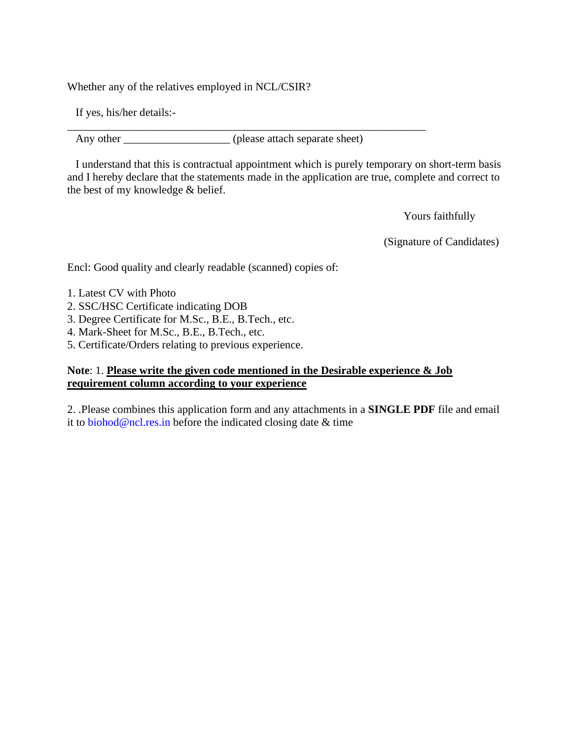Whether any of the relatives employed in NCL/CSIR?

If yes, his/her details:-

______________________________________________________________

Any other __________________ (please attach separate sheet)

I understand that this is contractual appointment which is purely temporary on short-term basis and I hereby declare that the statements made in the application are true, complete and correct to the best of my knowledge & belief.

Yours faithfully

(Signature of Candidates)

Encl: Good quality and clearly readable (scanned) copies of:

1. Latest CV with Photo
2. SSC/HSC Certificate indicating DOB
3. Degree Certificate for M.Sc., B.E., B.Tech., etc.
4. Mark-Sheet for M.Sc., B.E., B.Tech., etc.
5. Certificate/Orders relating to previous experience.

**Note**: 1. **Please write the given code mentioned in the Desirable experience & Job requirement column according to your experience**

2. .Please combines this application form and any attachments in a **SINGLE PDF** file and email it to biohod@ncl.res.in before the indicated closing date & time